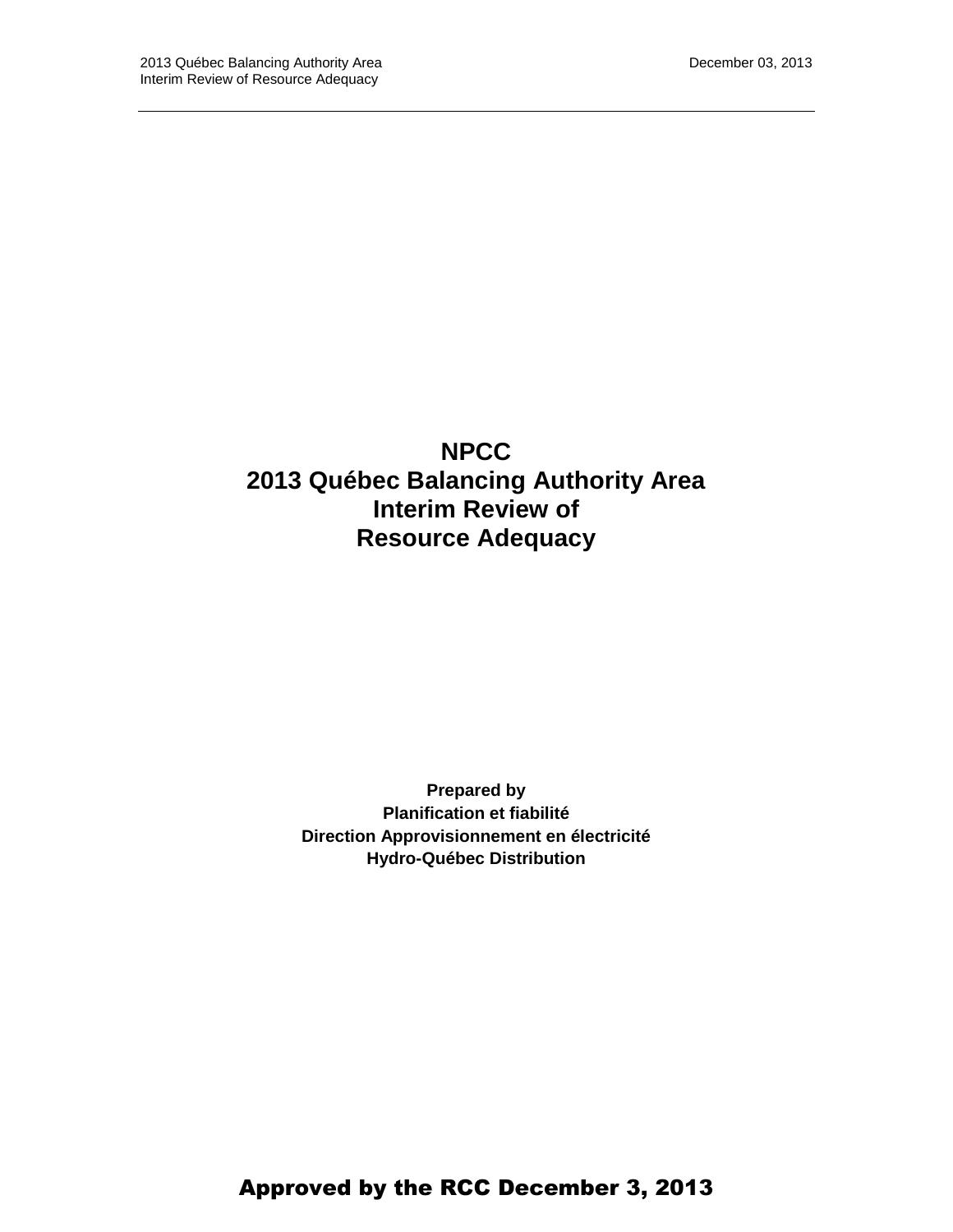# NPCC
# 2013 Québec Balancing Authority Area
# Interim Review of
# Resource Adequacy

**Prepared by**
**Planification et fiabilité**
**Direction Approvisionnement en électricité**
**Hydro-Québec Distribution**

**Approved by the RCC December 3, 2013**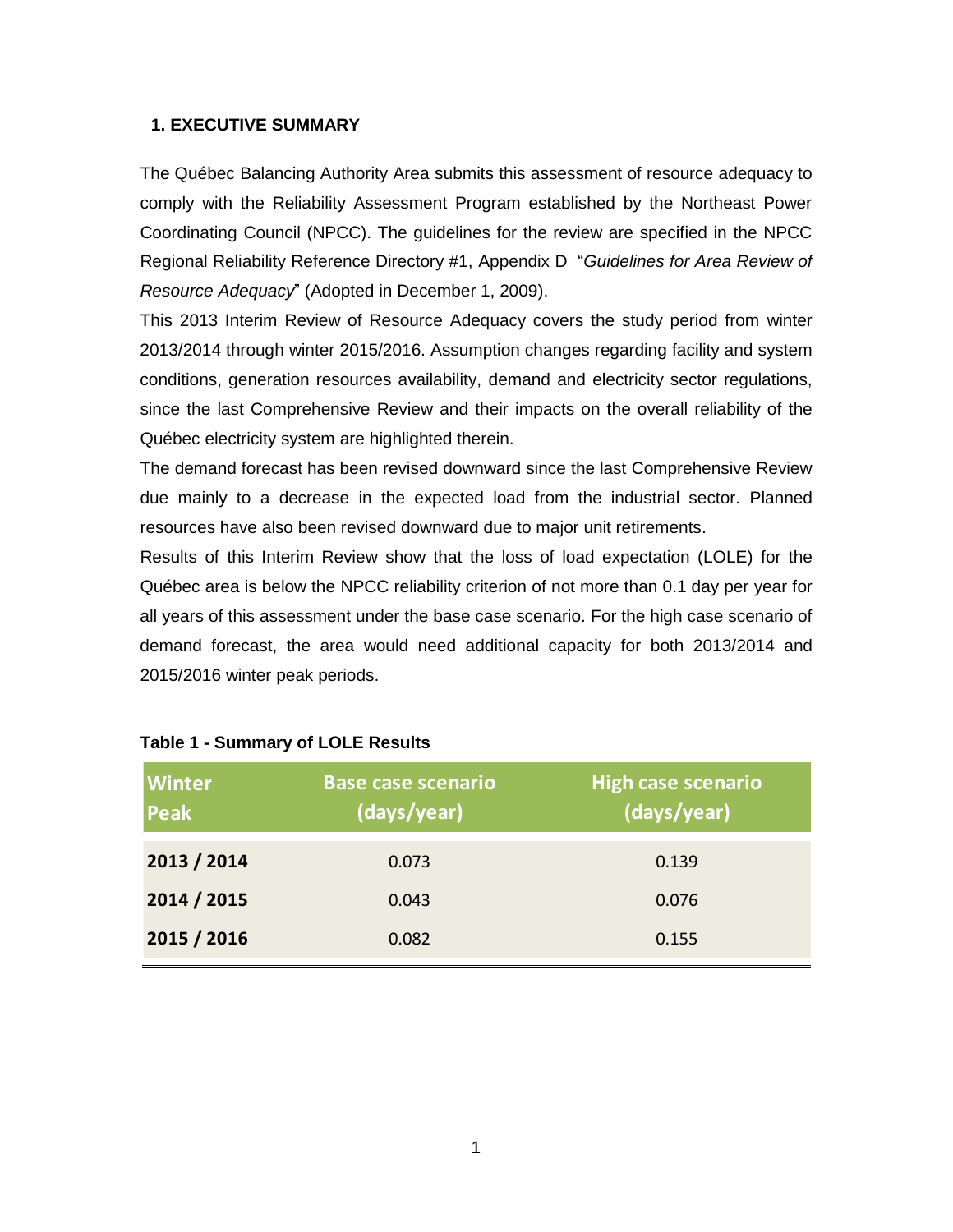## 1. EXECUTIVE SUMMARY

The Québec Balancing Authority Area submits this assessment of resource adequacy to comply with the Reliability Assessment Program established by the Northeast Power Coordinating Council (NPCC). The guidelines for the review are specified in the NPCC Regional Reliability Reference Directory #1, Appendix D "*Guidelines for Area Review of Resource Adequacy*" (Adopted in December 1, 2009).

This 2013 Interim Review of Resource Adequacy covers the study period from winter 2013/2014 through winter 2015/2016. Assumption changes regarding facility and system conditions, generation resources availability, demand and electricity sector regulations, since the last Comprehensive Review and their impacts on the overall reliability of the Québec electricity system are highlighted therein.

The demand forecast has been revised downward since the last Comprehensive Review due mainly to a decrease in the expected load from the industrial sector. Planned resources have also been revised downward due to major unit retirements.

Results of this Interim Review show that the loss of load expectation (LOLE) for the Québec area is below the NPCC reliability criterion of not more than 0.1 day per year for all years of this assessment under the base case scenario. For the high case scenario of demand forecast, the area would need additional capacity for both 2013/2014 and 2015/2016 winter peak periods.

**Table 1 - Summary of LOLE Results**

| Winter Peak | Base case scenario (days/year) | High case scenario (days/year) |
|---|---|---|
| **2013 / 2014** | 0.073 | 0.139 |
| **2014 / 2015** | 0.043 | 0.076 |
| **2015 / 2016** | 0.082 | 0.155 |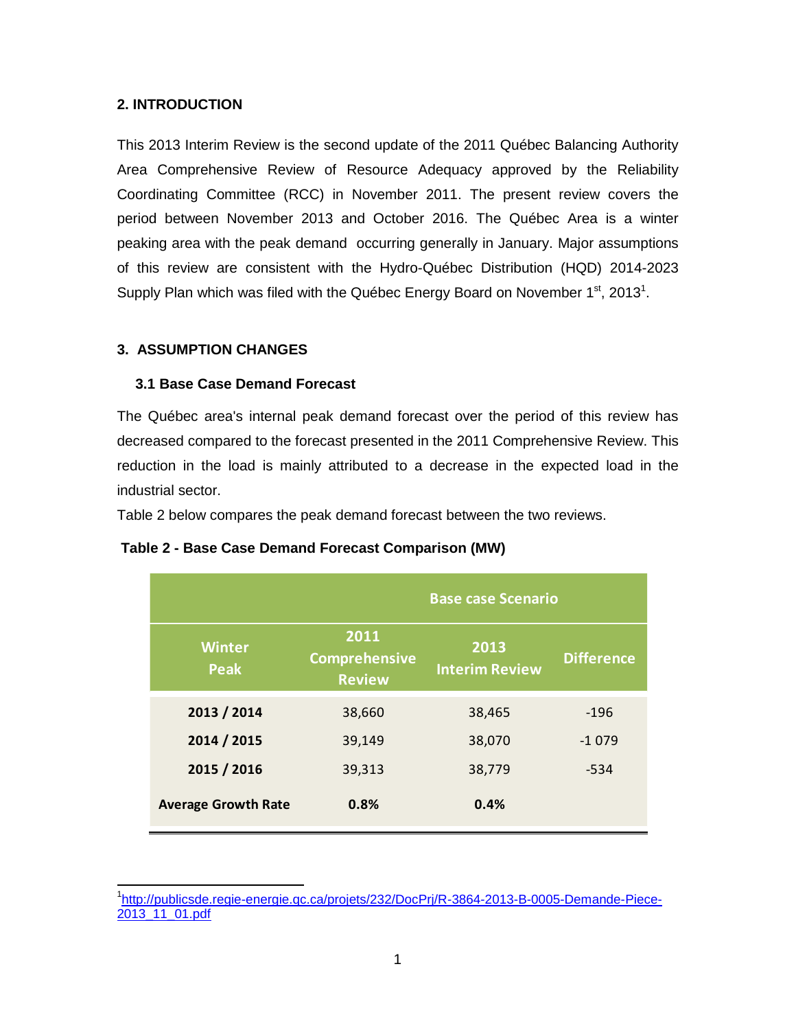## 2. INTRODUCTION

This 2013 Interim Review is the second update of the 2011 Québec Balancing Authority Area Comprehensive Review of Resource Adequacy approved by the Reliability Coordinating Committee (RCC) in November 2011. The present review covers the period between November 2013 and October 2016. The Québec Area is a winter peaking area with the peak demand occurring generally in January. Major assumptions of this review are consistent with the Hydro-Québec Distribution (HQD) 2014-2023 Supply Plan which was filed with the Québec Energy Board on November 1st, 2013[1].

## 3. ASSUMPTION CHANGES

### 3.1 Base Case Demand Forecast

The Québec area's internal peak demand forecast over the period of this review has decreased compared to the forecast presented in the 2011 Comprehensive Review. This reduction in the load is mainly attributed to a decrease in the expected load in the industrial sector.

Table 2 below compares the peak demand forecast between the two reviews.

**Table 2 - Base Case Demand Forecast Comparison (MW)**

| | Base case Scenario | | |
|---|---|---|---|
| Winter Peak | 2011 Comprehensive Review | 2013 Interim Review | Difference |
| **2013 / 2014** | 38,660 | 38,465 | -196 |
| **2014 / 2015** | 39,149 | 38,070 | -1 079 |
| **2015 / 2016** | 39,313 | 38,779 | -534 |
| **Average Growth Rate** | **0.8%** | **0.4%** | |

[1] http://publicsde.regie-energie.qc.ca/projets/232/DocPrj/R-3864-2013-B-0005-Demande-Piece-2013_11_01.pdf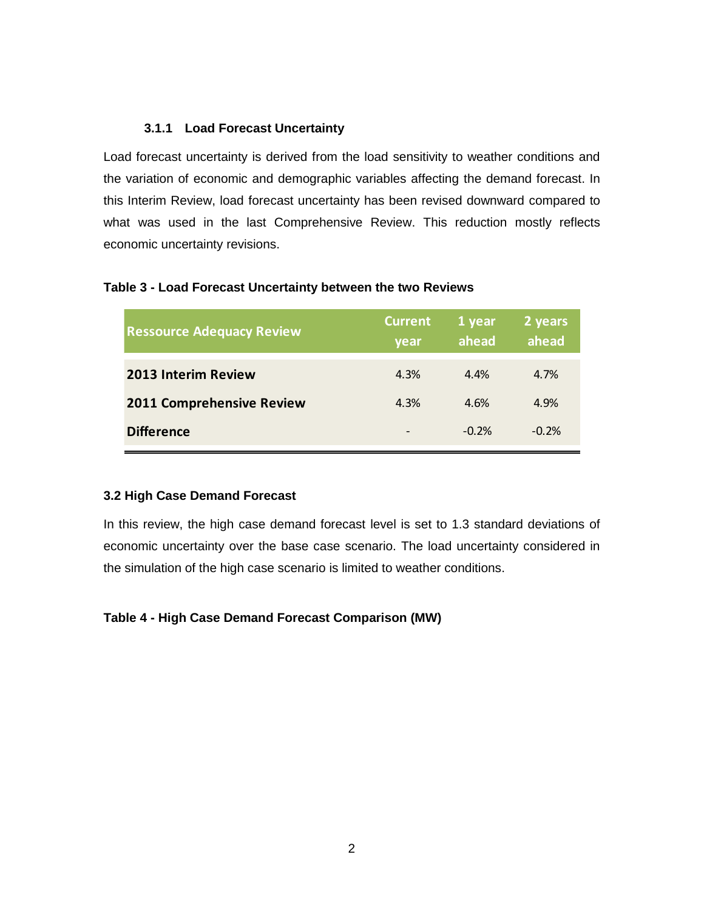### 3.1.1 Load Forecast Uncertainty

Load forecast uncertainty is derived from the load sensitivity to weather conditions and the variation of economic and demographic variables affecting the demand forecast. In this Interim Review, load forecast uncertainty has been revised downward compared to what was used in the last Comprehensive Review. This reduction mostly reflects economic uncertainty revisions.

**Table 3 - Load Forecast Uncertainty between the two Reviews**

| Ressource Adequacy Review | Current year | 1 year ahead | 2 years ahead |
|---|---|---|---|
| **2013 Interim Review** | 4.3% | 4.4% | 4.7% |
| **2011 Comprehensive Review** | 4.3% | 4.6% | 4.9% |
| **Difference** | - | -0.2% | -0.2% |

## 3.2 High Case Demand Forecast

In this review, the high case demand forecast level is set to 1.3 standard deviations of economic uncertainty over the base case scenario. The load uncertainty considered in the simulation of the high case scenario is limited to weather conditions.

**Table 4 - High Case Demand Forecast Comparison (MW)**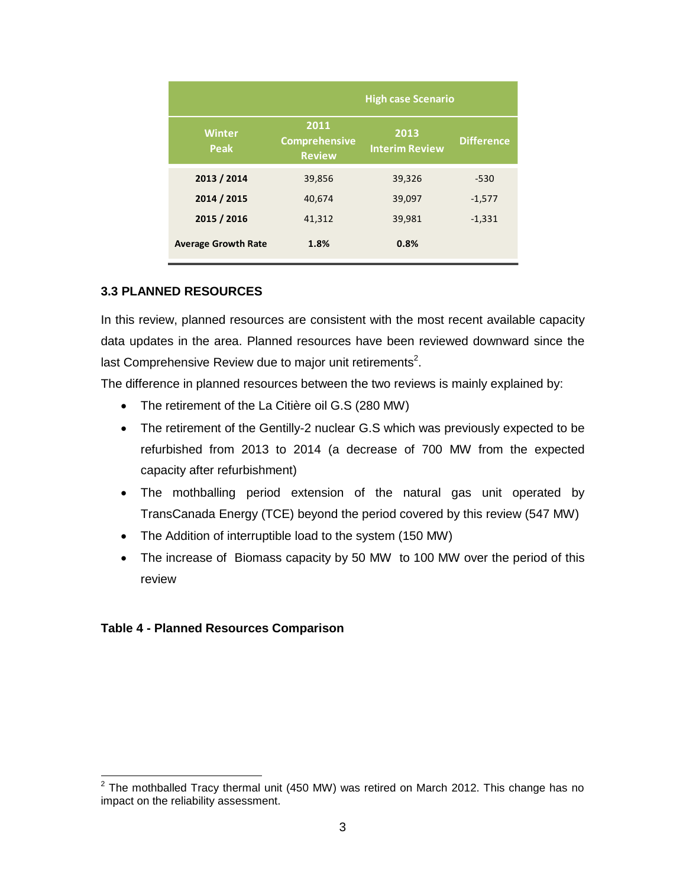| | High case Scenario | | |
|---|---|---|---|
| Winter Peak | 2011 Comprehensive Review | 2013 Interim Review | Difference |
| **2013 / 2014** | 39,856 | 39,326 | -530 |
| **2014 / 2015** | 40,674 | 39,097 | -1,577 |
| **2015 / 2016** | 41,312 | 39,981 | -1,331 |
| **Average Growth Rate** | **1.8%** | **0.8%** | |

### 3.3 PLANNED RESOURCES

In this review, planned resources are consistent with the most recent available capacity data updates in the area. Planned resources have been reviewed downward since the last Comprehensive Review due to major unit retirements[2].

The difference in planned resources between the two reviews is mainly explained by:

- The retirement of the La Citière oil G.S (280 MW)
- The retirement of the Gentilly-2 nuclear G.S which was previously expected to be refurbished from 2013 to 2014 (a decrease of 700 MW from the expected capacity after refurbishment)
- The mothballing period extension of the natural gas unit operated by TransCanada Energy (TCE) beyond the period covered by this review (547 MW)
- The Addition of interruptible load to the system (150 MW)
- The increase of Biomass capacity by 50 MW to 100 MW over the period of this review

**Table 4 - Planned Resources Comparison**

[2] The mothballed Tracy thermal unit (450 MW) was retired on March 2012. This change has no impact on the reliability assessment.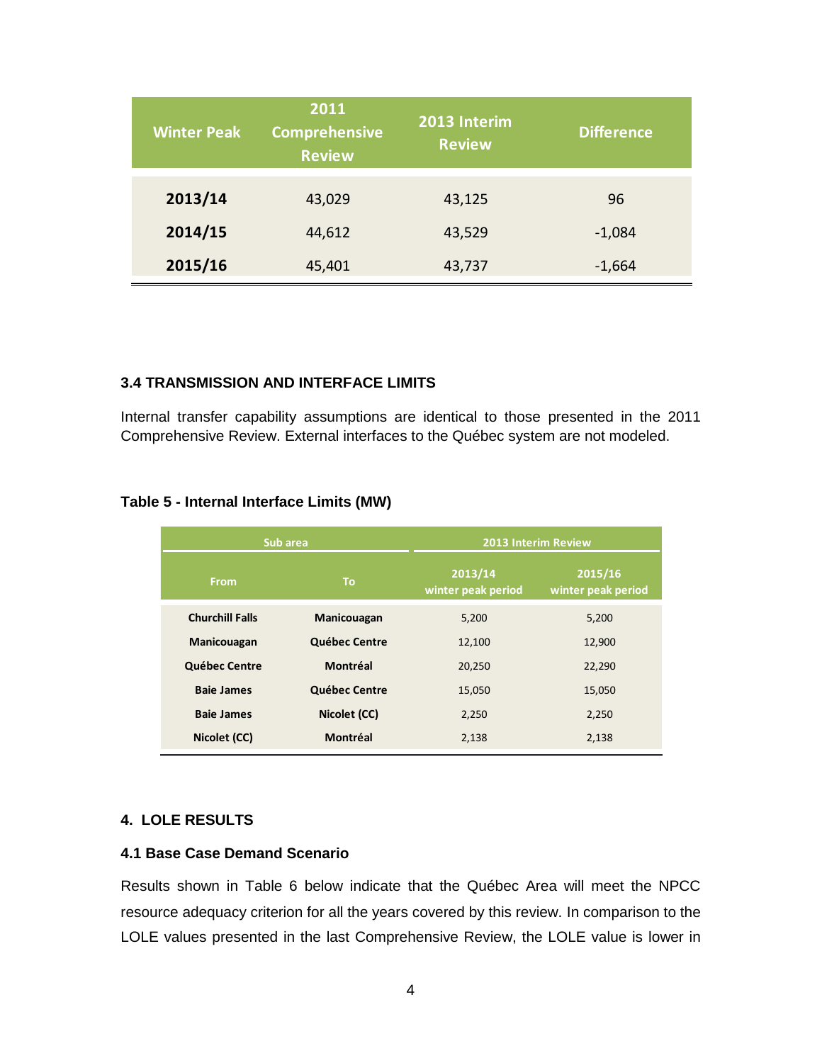| Winter Peak | 2011 Comprehensive Review | 2013 Interim Review | Difference |
|---|---|---|---|
| **2013/14** | 43,029 | 43,125 | 96 |
| **2014/15** | 44,612 | 43,529 | -1,084 |
| **2015/16** | 45,401 | 43,737 | -1,664 |

### 3.4 TRANSMISSION AND INTERFACE LIMITS

Internal transfer capability assumptions are identical to those presented in the 2011 Comprehensive Review. External interfaces to the Québec system are not modeled.

**Table 5 - Internal Interface Limits (MW)**

| Sub area | | 2013 Interim Review | |
|---|---|---|---|
| From | To | 2013/14 winter peak period | 2015/16 winter peak period |
| **Churchill Falls** | **Manicouagan** | 5,200 | 5,200 |
| **Manicouagan** | **Québec Centre** | 12,100 | 12,900 |
| **Québec Centre** | **Montréal** | 20,250 | 22,290 |
| **Baie James** | **Québec Centre** | 15,050 | 15,050 |
| **Baie James** | **Nicolet (CC)** | 2,250 | 2,250 |
| **Nicolet (CC)** | **Montréal** | 2,138 | 2,138 |

## 4. LOLE RESULTS

### 4.1 Base Case Demand Scenario

Results shown in Table 6 below indicate that the Québec Area will meet the NPCC resource adequacy criterion for all the years covered by this review. In comparison to the LOLE values presented in the last Comprehensive Review, the LOLE value is lower in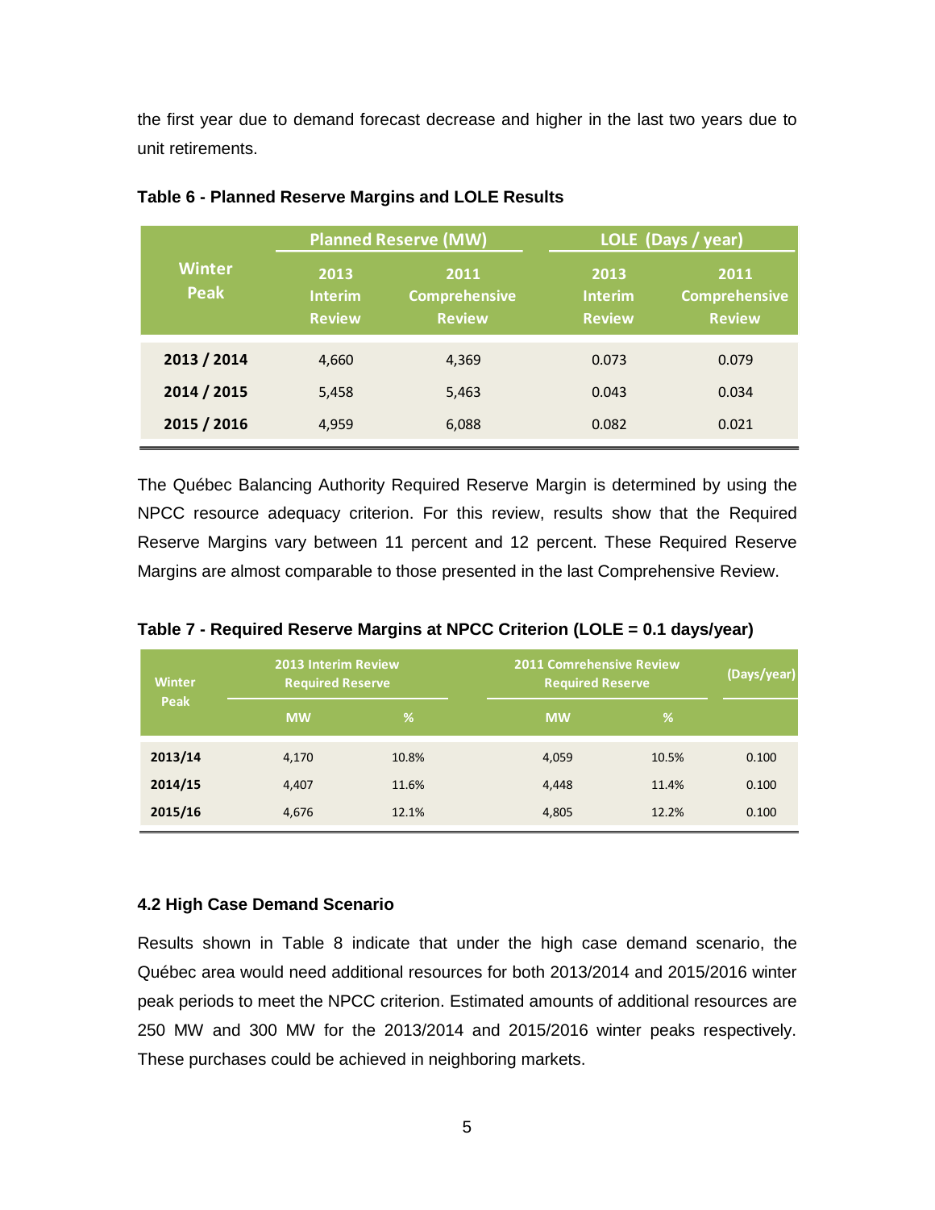the first year due to demand forecast decrease and higher in the last two years due to unit retirements.

**Table 6 - Planned Reserve Margins and LOLE Results**

| Winter Peak | Planned Reserve (MW) | | LOLE (Days / year) | |
|---|---|---|---|---|
| | 2013 Interim Review | 2011 Comprehensive Review | 2013 Interim Review | 2011 Comprehensive Review |
| **2013 / 2014** | 4,660 | 4,369 | 0.073 | 0.079 |
| **2014 / 2015** | 5,458 | 5,463 | 0.043 | 0.034 |
| **2015 / 2016** | 4,959 | 6,088 | 0.082 | 0.021 |

The Québec Balancing Authority Required Reserve Margin is determined by using the NPCC resource adequacy criterion. For this review, results show that the Required Reserve Margins vary between 11 percent and 12 percent. These Required Reserve Margins are almost comparable to those presented in the last Comprehensive Review.

**Table 7 - Required Reserve Margins at NPCC Criterion (LOLE = 0.1 days/year)**

| Winter Peak | 2013 Interim Review Required Reserve | | 2011 Comrehensive Review Required Reserve | | (Days/year) |
|---|---|---|---|---|---|
| | MW | % | MW | % | |
| **2013/14** | 4,170 | 10.8% | 4,059 | 10.5% | 0.100 |
| **2014/15** | 4,407 | 11.6% | 4,448 | 11.4% | 0.100 |
| **2015/16** | 4,676 | 12.1% | 4,805 | 12.2% | 0.100 |

### 4.2 High Case Demand Scenario

Results shown in Table 8 indicate that under the high case demand scenario, the Québec area would need additional resources for both 2013/2014 and 2015/2016 winter peak periods to meet the NPCC criterion. Estimated amounts of additional resources are 250 MW and 300 MW for the 2013/2014 and 2015/2016 winter peaks respectively. These purchases could be achieved in neighboring markets.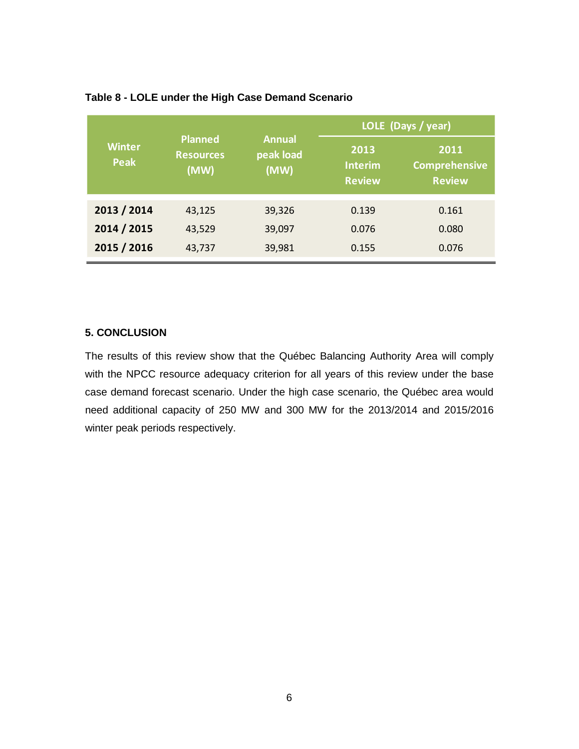**Table 8 - LOLE under the High Case Demand Scenario**

| Winter Peak | Planned Resources (MW) | Annual peak load (MW) | LOLE (Days / year) | |
|---|---|---|---|---|
| | | | 2013 Interim Review | 2011 Comprehensive Review |
| **2013 / 2014** | 43,125 | 39,326 | 0.139 | 0.161 |
| **2014 / 2015** | 43,529 | 39,097 | 0.076 | 0.080 |
| **2015 / 2016** | 43,737 | 39,981 | 0.155 | 0.076 |

## 5. CONCLUSION

The results of this review show that the Québec Balancing Authority Area will comply with the NPCC resource adequacy criterion for all years of this review under the base case demand forecast scenario. Under the high case scenario, the Québec area would need additional capacity of 250 MW and 300 MW for the 2013/2014 and 2015/2016 winter peak periods respectively.